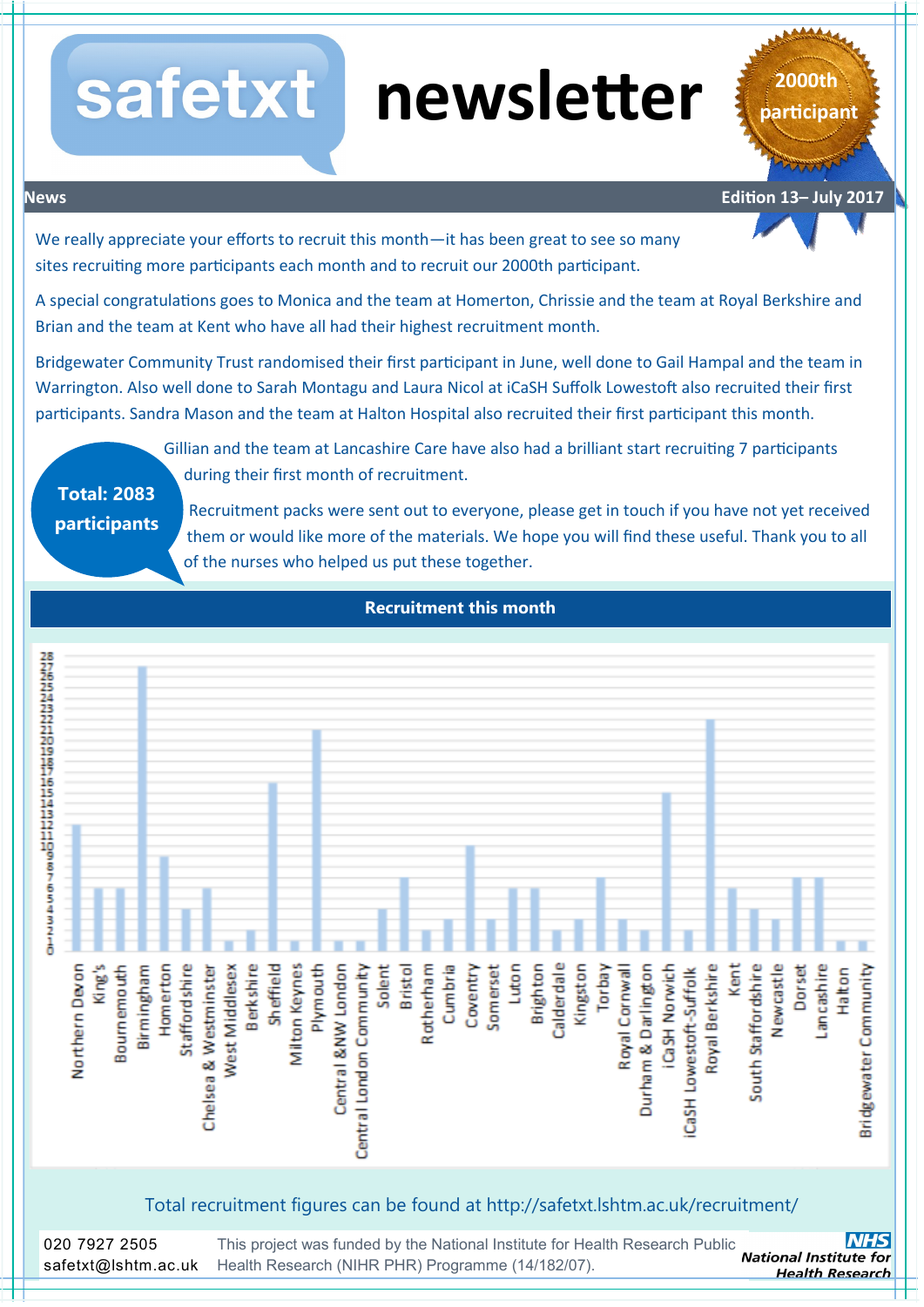# safetxt newsletter

**2000th participant**

## News

**Edition 13– July 2017**

We really appreciate your efforts to recruit this month—it has been great to see so many sites recruiting more participants each month and to recruit our 2000th participant.

A special congratulations goes to Monica and the team at Homerton, Chrissie and the team at Royal Berkshire and Brian and the team at Kent who have all had their highest recruitment month.

Bridgewater Community Trust randomised their first participant in June, well done to Gail Hampal and the team in Warrington. Also well done to Sarah Montagu and Laura Nicol at iCaSH Suffolk Lowestoft also recruited their first participants. Sandra Mason and the team at Halton Hospital also recruited their first participant this month.

**Total: 2083 participants**

Gillian and the team at Lancashire Care have also had a brilliant start recruiting 7 participants during their first month of recruitment.

Recruitment packs were sent out to everyone, please get in touch if you have not yet received them or would like more of the materials. We hope you will find these useful. Thank you to all of the nurses who helped us put these together.

## Recruitment this month

| Site | Participants |
|---|---|
| Northern Devon | 12 |
| King's | 6 |
| Bournemouth | 6 |
| Birmingham | 27 |
| Homerton | 9 |
| Staffordshire | 4 |
| Chelsea & Westminster | 6 |
| West Middlesex | 1 |
| Berkshire | 2 |
| Sheffield | 16 |
| Milton Keynes | 1 |
| Plymouth | 21 |
| Central &NW London | 1 |
| Central London Community | 1 |
| Solent | 4 |
| Bristol | 7 |
| Rotherham | 2 |
| Cumbria | 3 |
| Coventry | 10 |
| Somerset | 3 |
| Luton | 6 |
| Brighton | 6 |
| Calderdale | 2 |
| Kingston | 3 |
| Torbay | 7 |
| Royal Cornwall | 3 |
| Durham & Darlington | 2 |
| iCaSH Norwich | 15 |
| iCaSH Lowestoft-Suffolk | 2 |
| Royal Berkshire | 22 |
| Kent | 6 |
| South Staffordshire | 4 |
| Newcastle | 3 |
| Dorset | 7 |
| Lancashire | 7 |
| Halton | 1 |
| Bridgewater Community | 1 |

Total recruitment figures can be found at http://safetxt.lshtm.ac.uk/recruitment/

020 7927 2505
safetxt@lshtm.ac.uk

This project was funded by the National Institute for Health Research Public Health Research (NIHR PHR) Programme (14/182/07).

NHS National Institute for Health Research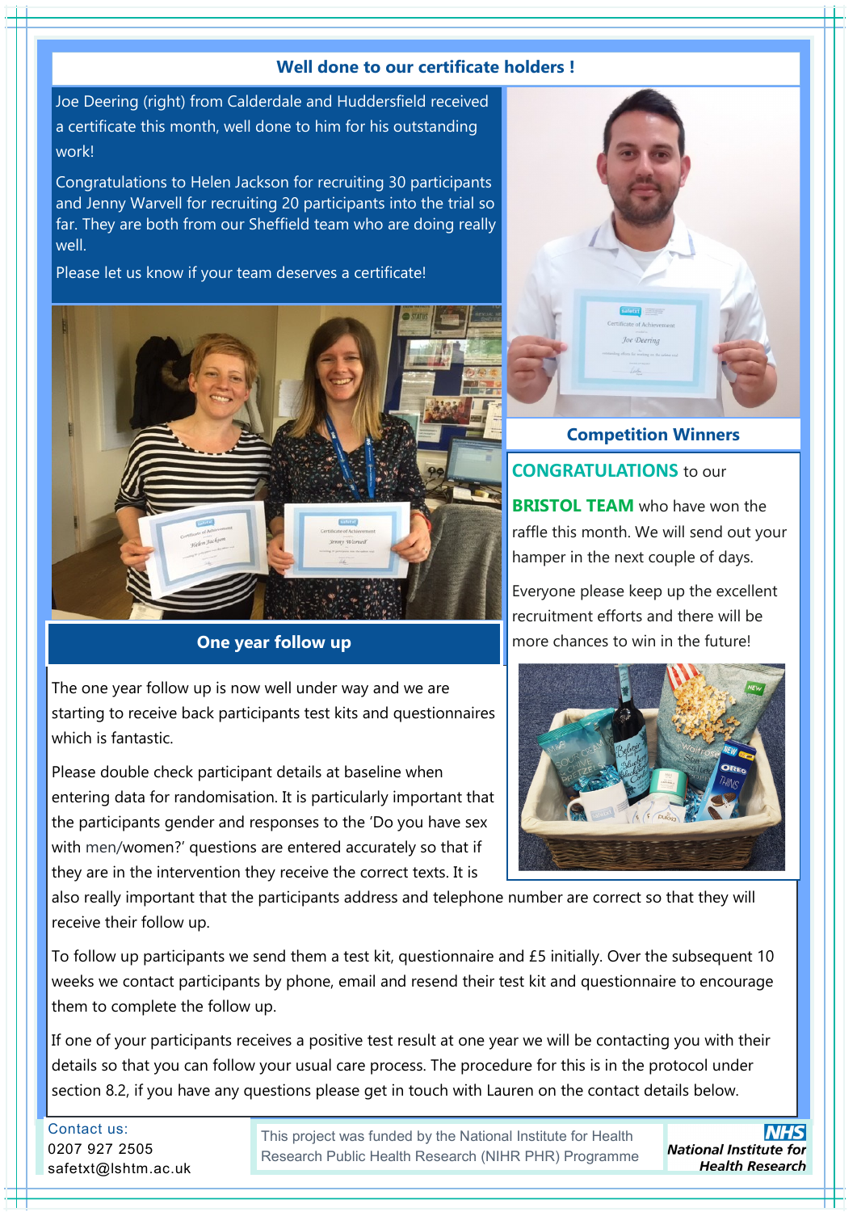## Well done to our certificate holders !

Joe Deering (right) from Calderdale and Huddersfield received a certificate this month, well done to him for his outstanding work!

Congratulations to Helen Jackson for recruiting 30 participants and Jenny Warvell for recruiting 20 participants into the trial so far. They are both from our Sheffield team who are doing really well.

Please let us know if your team deserves a certificate!

## Competition Winners

**CONGRATULATIONS** to our **BRISTOL TEAM** who have won the raffle this month. We will send out your hamper in the next couple of days.

Everyone please keep up the excellent recruitment efforts and there will be more chances to win in the future!

## One year follow up

The one year follow up is now well under way and we are starting to receive back participants test kits and questionnaires which is fantastic.

Please double check participant details at baseline when entering data for randomisation. It is particularly important that the participants gender and responses to the 'Do you have sex with men/women?' questions are entered accurately so that if they are in the intervention they receive the correct texts. It is also really important that the participants address and telephone number are correct so that they will receive their follow up.

To follow up participants we send them a test kit, questionnaire and £5 initially. Over the subsequent 10 weeks we contact participants by phone, email and resend their test kit and questionnaire to encourage them to complete the follow up.

If one of your participants receives a positive test result at one year we will be contacting you with their details so that you can follow your usual care process. The procedure for this is in the protocol under section 8.2, if you have any questions please get in touch with Lauren on the contact details below.

Contact us:
0207 927 2505
safetxt@lshtm.ac.uk

This project was funded by the National Institute for Health Research Public Health Research (NIHR PHR) Programme

NHS National Institute for Health Research